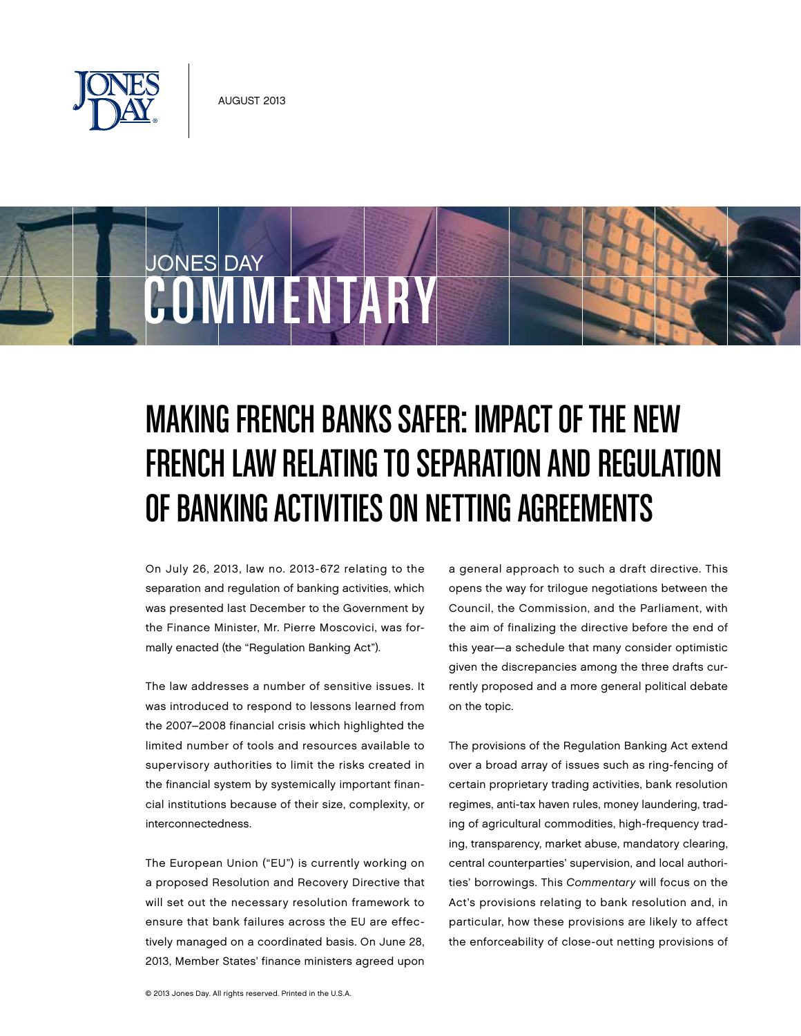AUGUST 2013

# MAKING FRENCH BANKS SAFER: IMPACT OF THE NEW FRENCH LAW RELATING TO SEPARATION AND REGULATION OF BANKING ACTIVITIES ON NETTING AGREEMENTS

On July 26, 2013, law no. 2013-672 relating to the separation and regulation of banking activities, which was presented last December to the Government by the Finance Minister, Mr. Pierre Moscovici, was formally enacted (the "Regulation Banking Act").

The law addresses a number of sensitive issues. It was introduced to respond to lessons learned from the 2007–2008 financial crisis which highlighted the limited number of tools and resources available to supervisory authorities to limit the risks created in the financial system by systemically important financial institutions because of their size, complexity, or interconnectedness.

The European Union ("EU") is currently working on a proposed Resolution and Recovery Directive that will set out the necessary resolution framework to ensure that bank failures across the EU are effectively managed on a coordinated basis. On June 28, 2013, Member States' finance ministers agreed upon a general approach to such a draft directive. This opens the way for trilogue negotiations between the Council, the Commission, and the Parliament, with the aim of finalizing the directive before the end of this year—a schedule that many consider optimistic given the discrepancies among the three drafts currently proposed and a more general political debate on the topic.

The provisions of the Regulation Banking Act extend over a broad array of issues such as ring-fencing of certain proprietary trading activities, bank resolution regimes, anti-tax haven rules, money laundering, trading of agricultural commodities, high-frequency trading, transparency, market abuse, mandatory clearing, central counterparties' supervision, and local authorities' borrowings. This *Commentary* will focus on the Act's provisions relating to bank resolution and, in particular, how these provisions are likely to affect the enforceability of close-out netting provisions of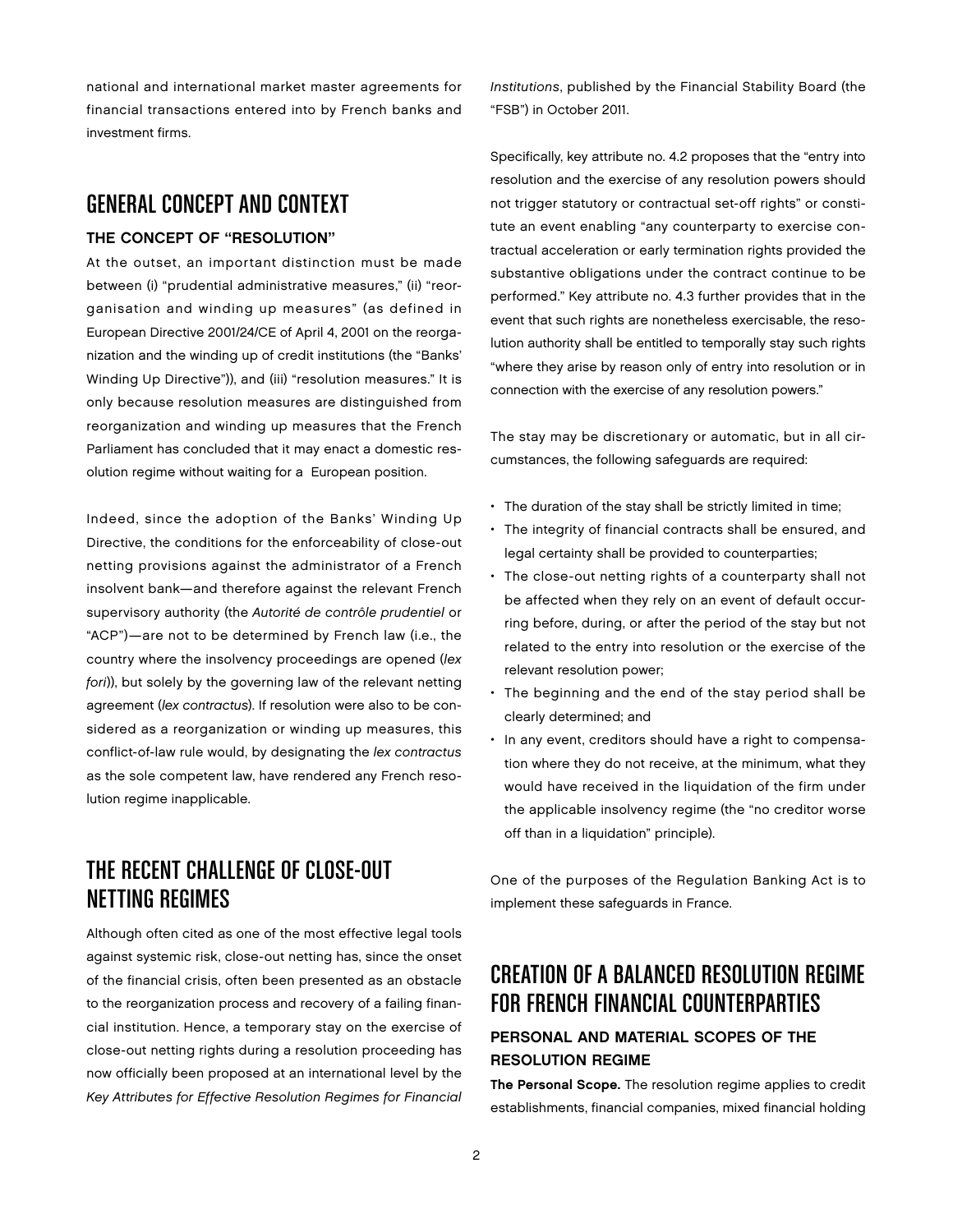national and international market master agreements for financial transactions entered into by French banks and investment firms.

## GENERAL CONCEPT AND CONTEXT

### THE CONCEPT OF "RESOLUTION"

At the outset, an important distinction must be made between (i) "prudential administrative measures," (ii) "reorganisation and winding up measures" (as defined in European Directive 2001/24/CE of April 4, 2001 on the reorganization and the winding up of credit institutions (the "Banks' Winding Up Directive")), and (iii) "resolution measures." It is only because resolution measures are distinguished from reorganization and winding up measures that the French Parliament has concluded that it may enact a domestic resolution regime without waiting for a European position.

Indeed, since the adoption of the Banks' Winding Up Directive, the conditions for the enforceability of close-out netting provisions against the administrator of a French insolvent bank—and therefore against the relevant French supervisory authority (the *Autorité de contrôle prudentiel* or "ACP")—are not to be determined by French law (i.e., the country where the insolvency proceedings are opened (*lex fori*)), but solely by the governing law of the relevant netting agreement (*lex contractus*). If resolution were also to be considered as a reorganization or winding up measures, this conflict-of-law rule would, by designating the *lex contractus* as the sole competent law, have rendered any French resolution regime inapplicable.

## THE RECENT CHALLENGE OF CLOSE-OUT NETTING REGIMES

Although often cited as one of the most effective legal tools against systemic risk, close-out netting has, since the onset of the financial crisis, often been presented as an obstacle to the reorganization process and recovery of a failing financial institution. Hence, a temporary stay on the exercise of close-out netting rights during a resolution proceeding has now officially been proposed at an international level by the *Key Attributes for Effective Resolution Regimes for Financial Institutions*, published by the Financial Stability Board (the "FSB") in October 2011.

Specifically, key attribute no. 4.2 proposes that the "entry into resolution and the exercise of any resolution powers should not trigger statutory or contractual set-off rights" or constitute an event enabling "any counterparty to exercise contractual acceleration or early termination rights provided the substantive obligations under the contract continue to be performed." Key attribute no. 4.3 further provides that in the event that such rights are nonetheless exercisable, the resolution authority shall be entitled to temporally stay such rights "where they arise by reason only of entry into resolution or in connection with the exercise of any resolution powers."

The stay may be discretionary or automatic, but in all circumstances, the following safeguards are required:

- The duration of the stay shall be strictly limited in time;
- The integrity of financial contracts shall be ensured, and legal certainty shall be provided to counterparties;
- The close-out netting rights of a counterparty shall not be affected when they rely on an event of default occurring before, during, or after the period of the stay but not related to the entry into resolution or the exercise of the relevant resolution power;
- The beginning and the end of the stay period shall be clearly determined; and
- In any event, creditors should have a right to compensation where they do not receive, at the minimum, what they would have received in the liquidation of the firm under the applicable insolvency regime (the "no creditor worse off than in a liquidation" principle).

One of the purposes of the Regulation Banking Act is to implement these safeguards in France.

## CREATION OF A BALANCED RESOLUTION REGIME FOR FRENCH FINANCIAL COUNTERPARTIES

### PERSONAL AND MATERIAL SCOPES OF THE RESOLUTION REGIME

**The Personal Scope.** The resolution regime applies to credit establishments, financial companies, mixed financial holding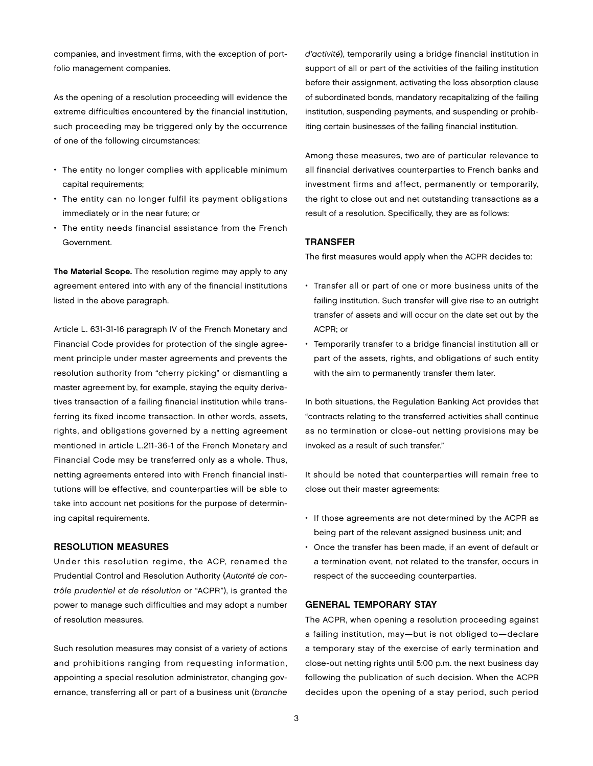companies, and investment firms, with the exception of portfolio management companies.

As the opening of a resolution proceeding will evidence the extreme difficulties encountered by the financial institution, such proceeding may be triggered only by the occurrence of one of the following circumstances:

- The entity no longer complies with applicable minimum capital requirements;
- The entity can no longer fulfil its payment obligations immediately or in the near future; or
- The entity needs financial assistance from the French Government.

**The Material Scope.** The resolution regime may apply to any agreement entered into with any of the financial institutions listed in the above paragraph.

Article L. 631-31-16 paragraph IV of the French Monetary and Financial Code provides for protection of the single agreement principle under master agreements and prevents the resolution authority from "cherry picking" or dismantling a master agreement by, for example, staying the equity derivatives transaction of a failing financial institution while transferring its fixed income transaction. In other words, assets, rights, and obligations governed by a netting agreement mentioned in article L.211-36-1 of the French Monetary and Financial Code may be transferred only as a whole. Thus, netting agreements entered into with French financial institutions will be effective, and counterparties will be able to take into account net positions for the purpose of determining capital requirements.

### RESOLUTION MEASURES

Under this resolution regime, the ACP, renamed the Prudential Control and Resolution Authority (*Autorité de contrôle prudentiel et de résolution* or "ACPR"), is granted the power to manage such difficulties and may adopt a number of resolution measures.

Such resolution measures may consist of a variety of actions and prohibitions ranging from requesting information, appointing a special resolution administrator, changing governance, transferring all or part of a business unit (*branche d'activité*), temporarily using a bridge financial institution in support of all or part of the activities of the failing institution before their assignment, activating the loss absorption clause of subordinated bonds, mandatory recapitalizing of the failing institution, suspending payments, and suspending or prohibiting certain businesses of the failing financial institution.

Among these measures, two are of particular relevance to all financial derivatives counterparties to French banks and investment firms and affect, permanently or temporarily, the right to close out and net outstanding transactions as a result of a resolution. Specifically, they are as follows:

### TRANSFER

The first measures would apply when the ACPR decides to:

- Transfer all or part of one or more business units of the failing institution. Such transfer will give rise to an outright transfer of assets and will occur on the date set out by the ACPR; or
- Temporarily transfer to a bridge financial institution all or part of the assets, rights, and obligations of such entity with the aim to permanently transfer them later.

In both situations, the Regulation Banking Act provides that "contracts relating to the transferred activities shall continue as no termination or close-out netting provisions may be invoked as a result of such transfer."

It should be noted that counterparties will remain free to close out their master agreements:

- If those agreements are not determined by the ACPR as being part of the relevant assigned business unit; and
- Once the transfer has been made, if an event of default or a termination event, not related to the transfer, occurs in respect of the succeeding counterparties.

### GENERAL TEMPORARY STAY

The ACPR, when opening a resolution proceeding against a failing institution, may—but is not obliged to—declare a temporary stay of the exercise of early termination and close-out netting rights until 5:00 p.m. the next business day following the publication of such decision. When the ACPR decides upon the opening of a stay period, such period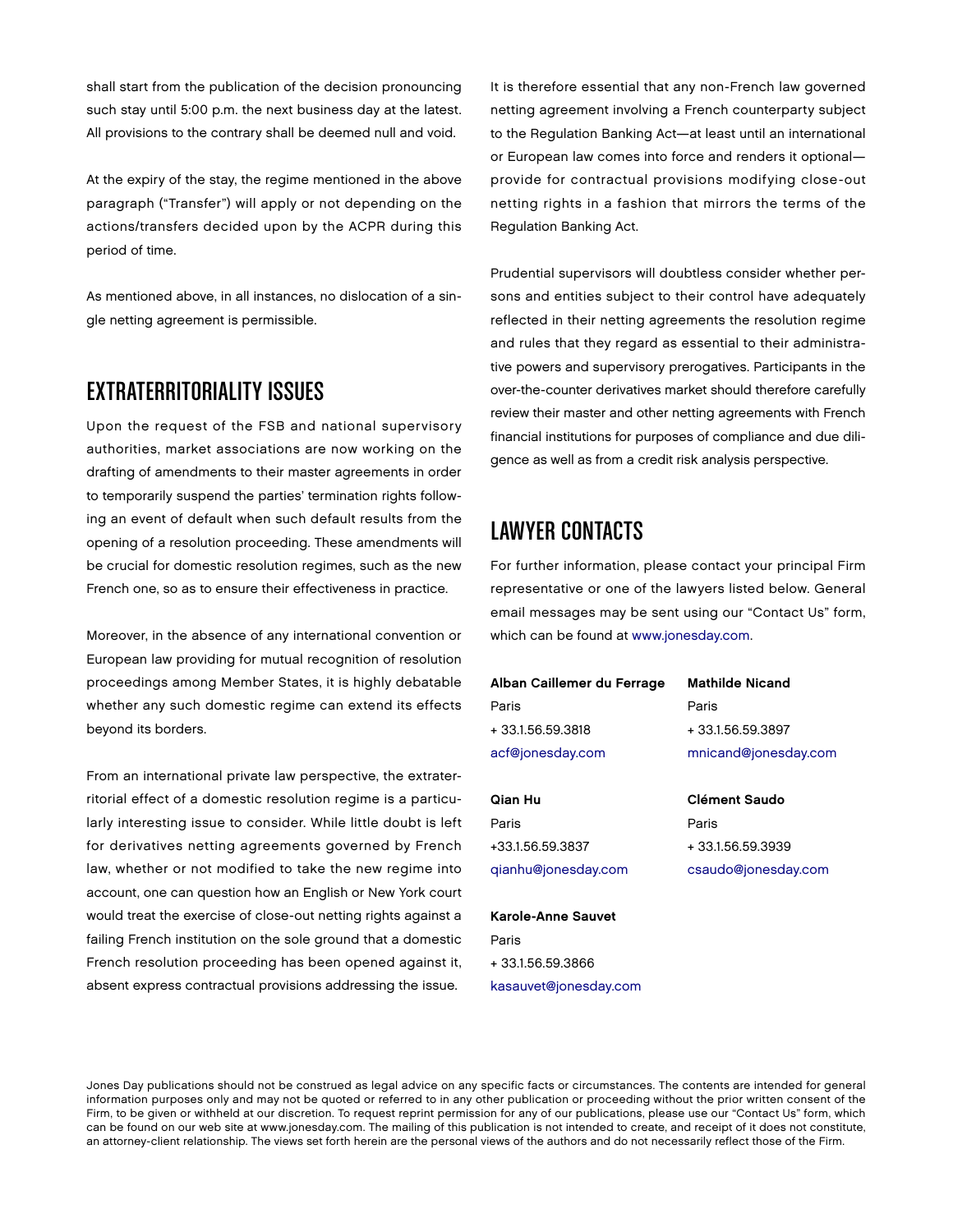shall start from the publication of the decision pronouncing such stay until 5:00 p.m. the next business day at the latest. All provisions to the contrary shall be deemed null and void.

At the expiry of the stay, the regime mentioned in the above paragraph ("Transfer") will apply or not depending on the actions/transfers decided upon by the ACPR during this period of time.

As mentioned above, in all instances, no dislocation of a single netting agreement is permissible.

## EXTRATERRITORIALITY ISSUES

Upon the request of the FSB and national supervisory authorities, market associations are now working on the drafting of amendments to their master agreements in order to temporarily suspend the parties' termination rights following an event of default when such default results from the opening of a resolution proceeding. These amendments will be crucial for domestic resolution regimes, such as the new French one, so as to ensure their effectiveness in practice.

Moreover, in the absence of any international convention or European law providing for mutual recognition of resolution proceedings among Member States, it is highly debatable whether any such domestic regime can extend its effects beyond its borders.

From an international private law perspective, the extraterritorial effect of a domestic resolution regime is a particularly interesting issue to consider. While little doubt is left for derivatives netting agreements governed by French law, whether or not modified to take the new regime into account, one can question how an English or New York court would treat the exercise of close-out netting rights against a failing French institution on the sole ground that a domestic French resolution proceeding has been opened against it, absent express contractual provisions addressing the issue.

It is therefore essential that any non-French law governed netting agreement involving a French counterparty subject to the Regulation Banking Act—at least until an international or European law comes into force and renders it optional—provide for contractual provisions modifying close-out netting rights in a fashion that mirrors the terms of the Regulation Banking Act.

Prudential supervisors will doubtless consider whether persons and entities subject to their control have adequately reflected in their netting agreements the resolution regime and rules that they regard as essential to their administrative powers and supervisory prerogatives. Participants in the over-the-counter derivatives market should therefore carefully review their master and other netting agreements with French financial institutions for purposes of compliance and due diligence as well as from a credit risk analysis perspective.

## LAWYER CONTACTS

For further information, please contact your principal Firm representative or one of the lawyers listed below. General email messages may be sent using our "Contact Us" form, which can be found at www.jonesday.com.

**Alban Caillemer du Ferrage**
Paris
+ 33.1.56.59.3818
acf@jonesday.com

**Mathilde Nicand**
Paris
+ 33.1.56.59.3897
mnicand@jonesday.com

**Qian Hu**
Paris
+33.1.56.59.3837
qianhu@jonesday.com

**Clément Saudo**
Paris
+ 33.1.56.59.3939
csaudo@jonesday.com

**Karole-Anne Sauvet**
Paris
+ 33.1.56.59.3866
kasauvet@jonesday.com

Jones Day publications should not be construed as legal advice on any specific facts or circumstances. The contents are intended for general information purposes only and may not be quoted or referred to in any other publication or proceeding without the prior written consent of the Firm, to be given or withheld at our discretion. To request reprint permission for any of our publications, please use our "Contact Us" form, which can be found on our web site at www.jonesday.com. The mailing of this publication is not intended to create, and receipt of it does not constitute, an attorney-client relationship. The views set forth herein are the personal views of the authors and do not necessarily reflect those of the Firm.